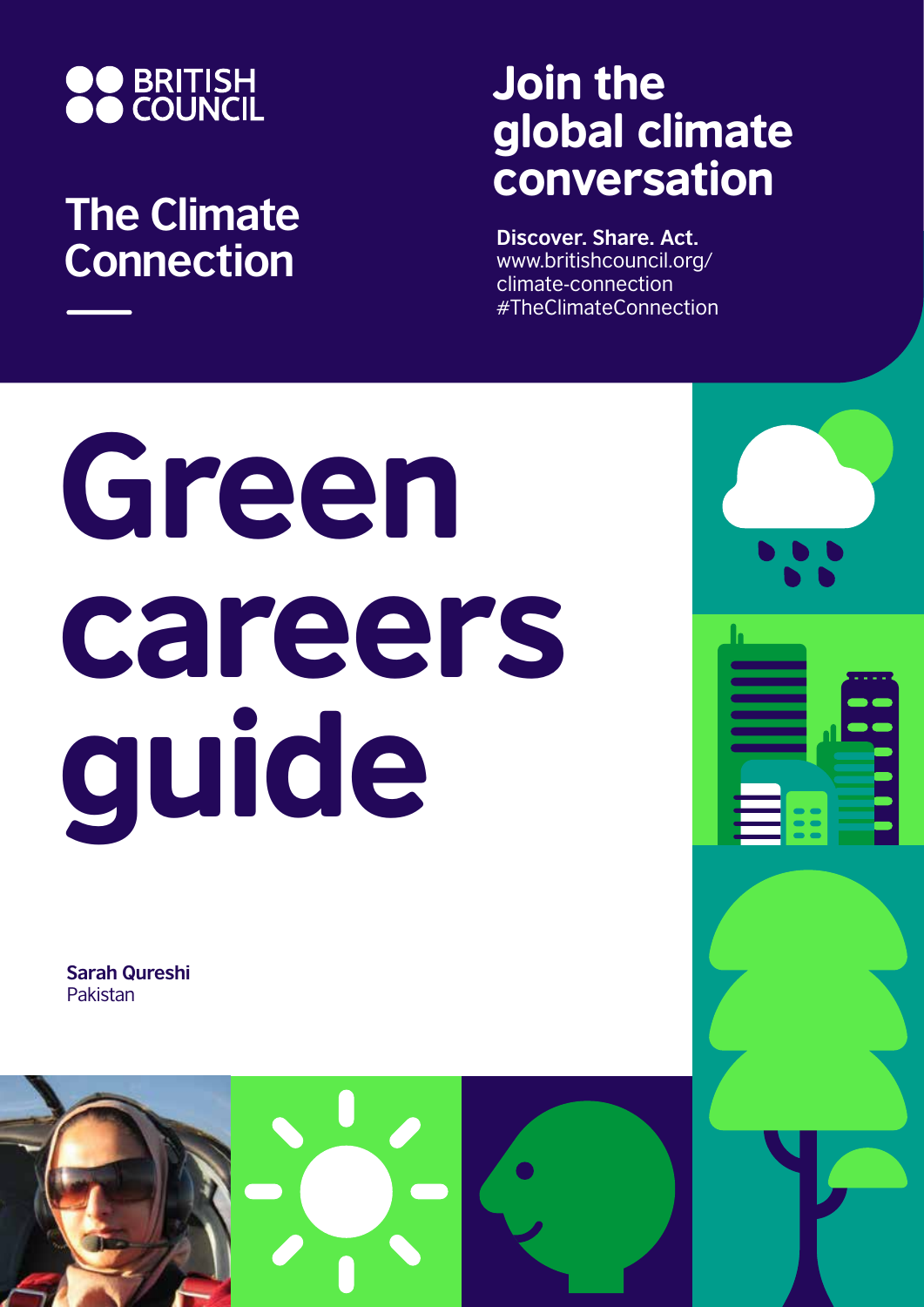BRITISH COUNCIL

## The Climate Connection

## Join the global climate conversation

**Discover. Share. Act.**
www.britishcouncil.org/climate-connection
#TheClimateConnection

# Green careers guide

**Sarah Qureshi**
Pakistan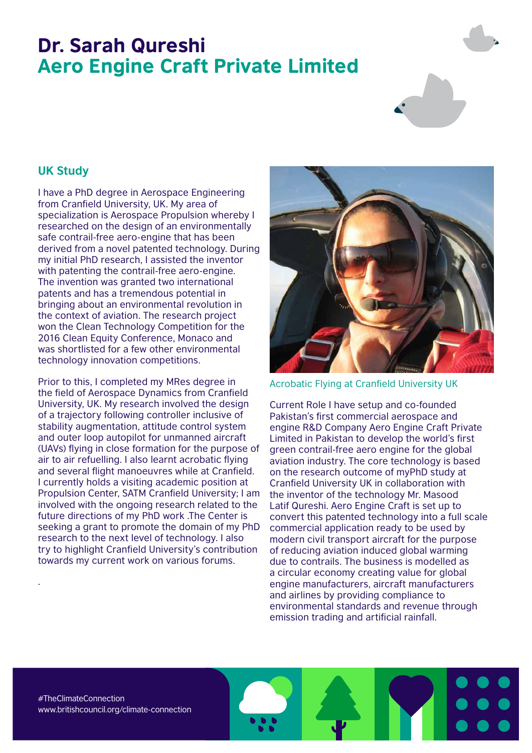# Dr. Sarah Qureshi
## Aero Engine Craft Private Limited

### UK Study

I have a PhD degree in Aerospace Engineering from Cranfield University, UK. My area of specialization is Aerospace Propulsion whereby I researched on the design of an environmentally safe contrail-free aero-engine that has been derived from a novel patented technology. During my initial PhD research, I assisted the inventor with patenting the contrail-free aero-engine. The invention was granted two international patents and has a tremendous potential in bringing about an environmental revolution in the context of aviation. The research project won the Clean Technology Competition for the 2016 Clean Equity Conference, Monaco and was shortlisted for a few other environmental technology innovation competitions.

Prior to this, I completed my MRes degree in the field of Aerospace Dynamics from Cranfield University, UK. My research involved the design of a trajectory following controller inclusive of stability augmentation, attitude control system and outer loop autopilot for unmanned aircraft (UAVs) flying in close formation for the purpose of air to air refuelling. I also learnt acrobatic flying and several flight manoeuvres while at Cranfield. I currently holds a visiting academic position at Propulsion Center, SATM Cranfield University; I am involved with the ongoing research related to the future directions of my PhD work .The Center is seeking a grant to promote the domain of my PhD research to the next level of technology. I also try to highlight Cranfield University's contribution towards my current work on various forums.

.

Acrobatic Flying at Cranfield University UK

Current Role I have setup and co-founded Pakistan's first commercial aerospace and engine R&D Company Aero Engine Craft Private Limited in Pakistan to develop the world's first green contrail-free aero engine for the global aviation industry. The core technology is based on the research outcome of myPhD study at Cranfield University UK in collaboration with the inventor of the technology Mr. Masood Latif Qureshi. Aero Engine Craft is set up to convert this patented technology into a full scale commercial application ready to be used by modern civil transport aircraft for the purpose of reducing aviation induced global warming due to contrails. The business is modelled as a circular economy creating value for global engine manufacturers, aircraft manufacturers and airlines by providing compliance to environmental standards and revenue through emission trading and artificial rainfall.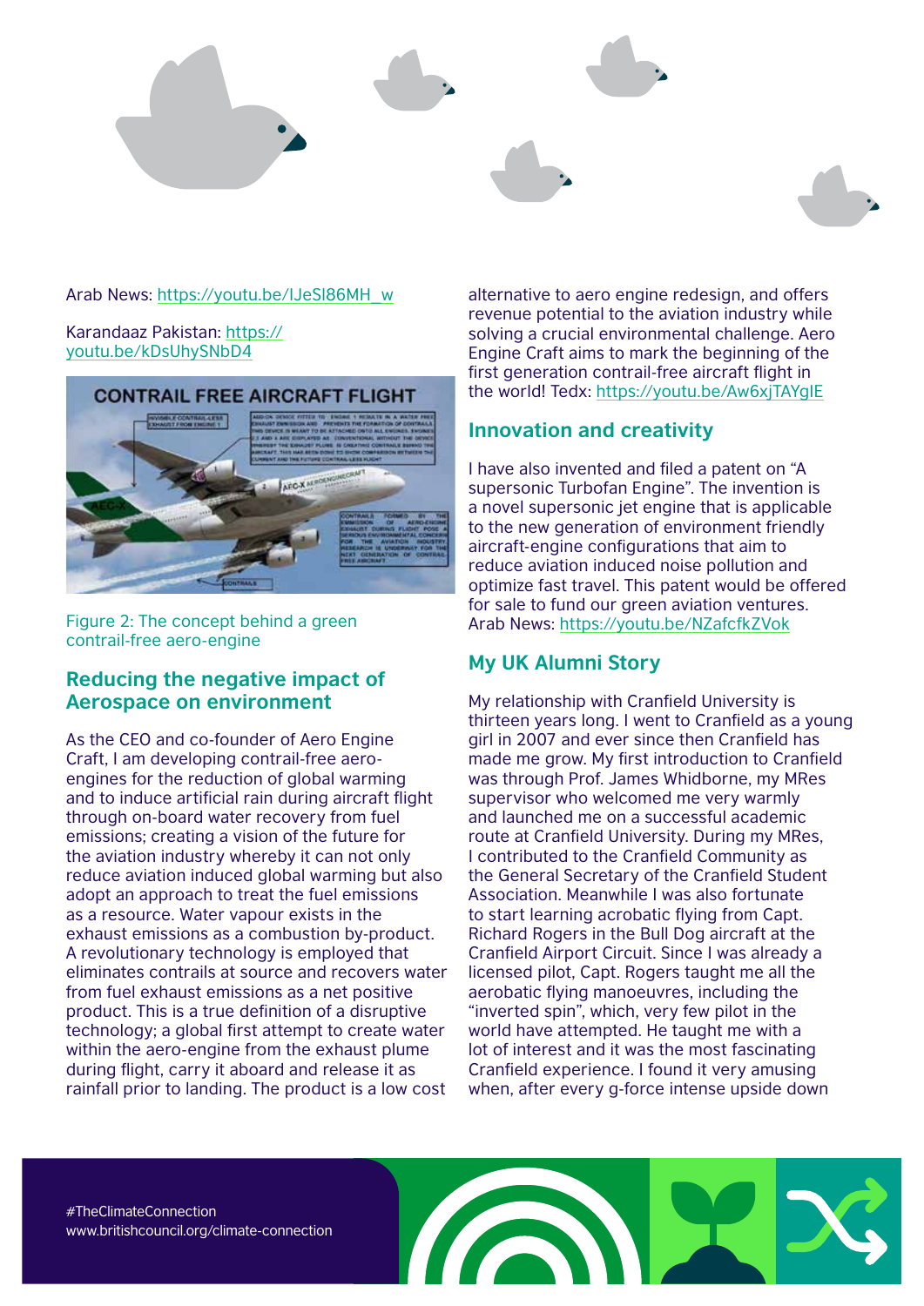Arab News: https://youtu.be/lJeSl86MH_w

Karandaaz Pakistan: https://youtu.be/kDsUhySNbD4

Figure 2: The concept behind a green contrail-free aero-engine

## Reducing the negative impact of Aerospace on environment

As the CEO and co-founder of Aero Engine Craft, I am developing contrail-free aero-engines for the reduction of global warming and to induce artificial rain during aircraft flight through on-board water recovery from fuel emissions; creating a vision of the future for the aviation industry whereby it can not only reduce aviation induced global warming but also adopt an approach to treat the fuel emissions as a resource. Water vapour exists in the exhaust emissions as a combustion by-product. A revolutionary technology is employed that eliminates contrails at source and recovers water from fuel exhaust emissions as a net positive product. This is a true definition of a disruptive technology; a global first attempt to create water within the aero-engine from the exhaust plume during flight, carry it aboard and release it as rainfall prior to landing. The product is a low cost alternative to aero engine redesign, and offers revenue potential to the aviation industry while solving a crucial environmental challenge. Aero Engine Craft aims to mark the beginning of the first generation contrail-free aircraft flight in the world! Tedx: https://youtu.be/Aw6xjTAYglE

## Innovation and creativity

I have also invented and filed a patent on "A supersonic Turbofan Engine". The invention is a novel supersonic jet engine that is applicable to the new generation of environment friendly aircraft-engine configurations that aim to reduce aviation induced noise pollution and optimize fast travel. This patent would be offered for sale to fund our green aviation ventures. Arab News: https://youtu.be/NZafcfkZVok

## My UK Alumni Story

My relationship with Cranfield University is thirteen years long. I went to Cranfield as a young girl in 2007 and ever since then Cranfield has made me grow. My first introduction to Cranfield was through Prof. James Whidborne, my MRes supervisor who welcomed me very warmly and launched me on a successful academic route at Cranfield University. During my MRes, I contributed to the Cranfield Community as the General Secretary of the Cranfield Student Association. Meanwhile I was also fortunate to start learning acrobatic flying from Capt. Richard Rogers in the Bull Dog aircraft at the Cranfield Airport Circuit. Since I was already a licensed pilot, Capt. Rogers taught me all the aerobatic flying manoeuvres, including the "inverted spin", which, very few pilot in the world have attempted. He taught me with a lot of interest and it was the most fascinating Cranfield experience. I found it very amusing when, after every g-force intense upside down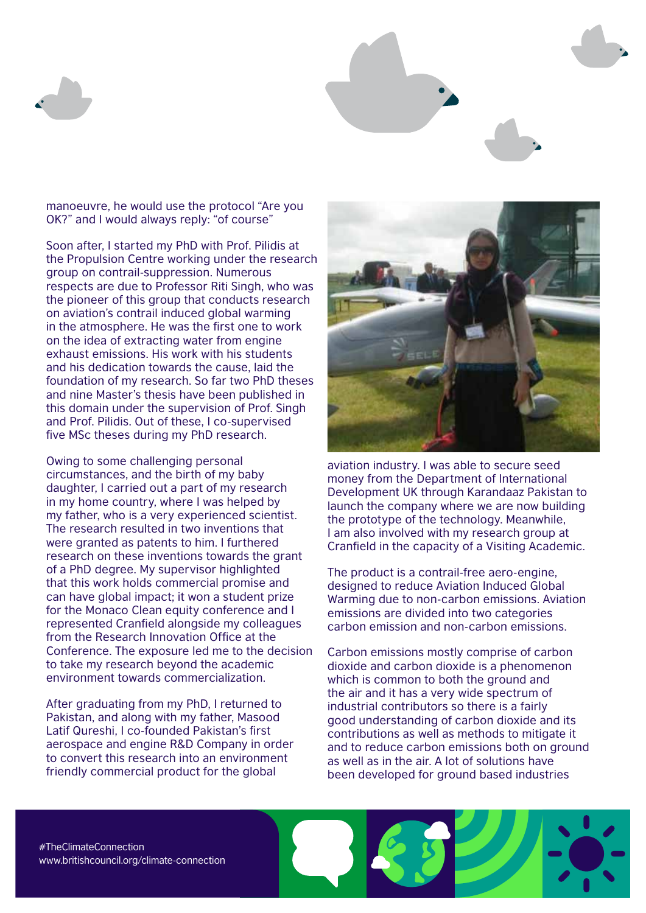manoeuvre, he would use the protocol "Are you OK?" and I would always reply: "of course"

Soon after, I started my PhD with Prof. Pilidis at the Propulsion Centre working under the research group on contrail-suppression. Numerous respects are due to Professor Riti Singh, who was the pioneer of this group that conducts research on aviation's contrail induced global warming in the atmosphere. He was the first one to work on the idea of extracting water from engine exhaust emissions. His work with his students and his dedication towards the cause, laid the foundation of my research. So far two PhD theses and nine Master's thesis have been published in this domain under the supervision of Prof. Singh and Prof. Pilidis. Out of these, I co-supervised five MSc theses during my PhD research.

Owing to some challenging personal circumstances, and the birth of my baby daughter, I carried out a part of my research in my home country, where I was helped by my father, who is a very experienced scientist. The research resulted in two inventions that were granted as patents to him. I furthered research on these inventions towards the grant of a PhD degree. My supervisor highlighted that this work holds commercial promise and can have global impact; it won a student prize for the Monaco Clean equity conference and I represented Cranfield alongside my colleagues from the Research Innovation Office at the Conference. The exposure led me to the decision to take my research beyond the academic environment towards commercialization.

After graduating from my PhD, I returned to Pakistan, and along with my father, Masood Latif Qureshi, I co-founded Pakistan's first aerospace and engine R&D Company in order to convert this research into an environment friendly commercial product for the global aviation industry. I was able to secure seed money from the Department of International Development UK through Karandaaz Pakistan to launch the company where we are now building the prototype of the technology. Meanwhile, I am also involved with my research group at Cranfield in the capacity of a Visiting Academic.

The product is a contrail-free aero-engine, designed to reduce Aviation Induced Global Warming due to non-carbon emissions. Aviation emissions are divided into two categories carbon emission and non-carbon emissions.

Carbon emissions mostly comprise of carbon dioxide and carbon dioxide is a phenomenon which is common to both the ground and the air and it has a very wide spectrum of industrial contributors so there is a fairly good understanding of carbon dioxide and its contributions as well as methods to mitigate it and to reduce carbon emissions both on ground as well as in the air. A lot of solutions have been developed for ground based industries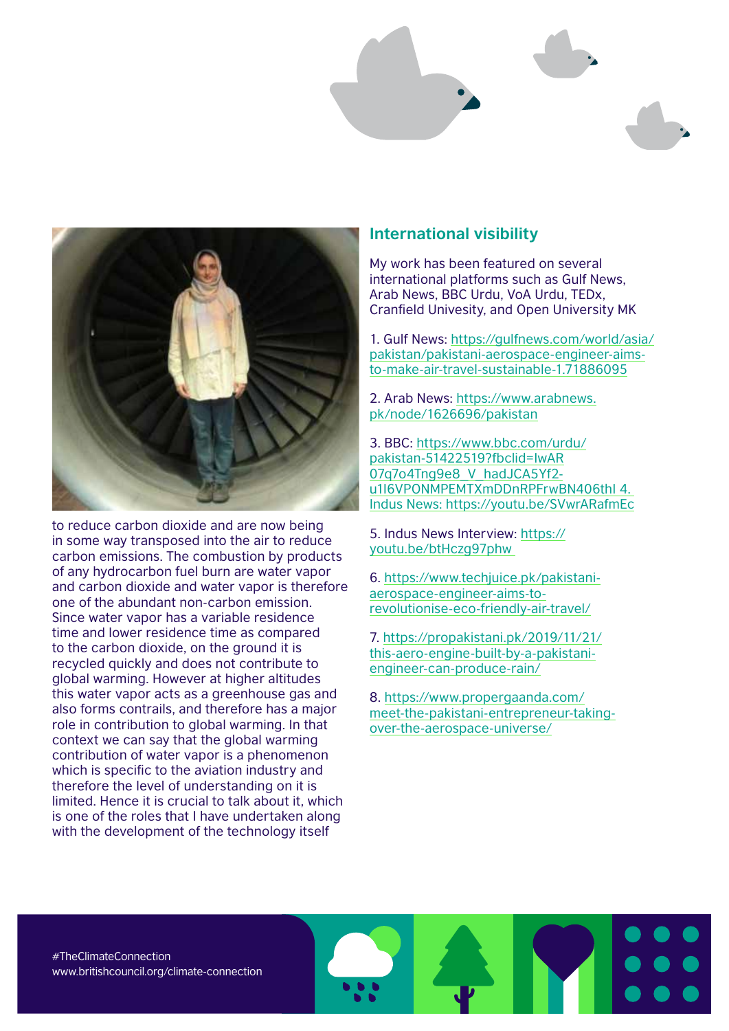to reduce carbon dioxide and are now being in some way transposed into the air to reduce carbon emissions. The combustion by products of any hydrocarbon fuel burn are water vapor and carbon dioxide and water vapor is therefore one of the abundant non-carbon emission. Since water vapor has a variable residence time and lower residence time as compared to the carbon dioxide, on the ground it is recycled quickly and does not contribute to global warming. However at higher altitudes this water vapor acts as a greenhouse gas and also forms contrails, and therefore has a major role in contribution to global warming. In that context we can say that the global warming contribution of water vapor is a phenomenon which is specific to the aviation industry and therefore the level of understanding on it is limited. Hence it is crucial to talk about it, which is one of the roles that I have undertaken along with the development of the technology itself

## International visibility

My work has been featured on several international platforms such as Gulf News, Arab News, BBC Urdu, VoA Urdu, TEDx, Cranfield Univesity, and Open University MK

1. Gulf News: https://gulfnews.com/world/asia/pakistan/pakistani-aerospace-engineer-aims-to-make-air-travel-sustainable-1.71886095

2. Arab News: https://www.arabnews.pk/node/1626696/pakistan

3. BBC: https://www.bbc.com/urdu/pakistan-51422519?fbclid=IwAR07q7o4Tng9e8_V_hadJCA5Yf2-u1I6VPONMPEMTXmDDnRPFrwBN406thI 4. Indus News: https://youtu.be/SVwrARafmEc

5. Indus News Interview: https://youtu.be/btHczg97phw

6. https://www.techjuice.pk/pakistani-aerospace-engineer-aims-to-revolutionise-eco-friendly-air-travel/

7. https://propakistani.pk/2019/11/21/this-aero-engine-built-by-a-pakistani-engineer-can-produce-rain/

8. https://www.propergaanda.com/meet-the-pakistani-entrepreneur-taking-over-the-aerospace-universe/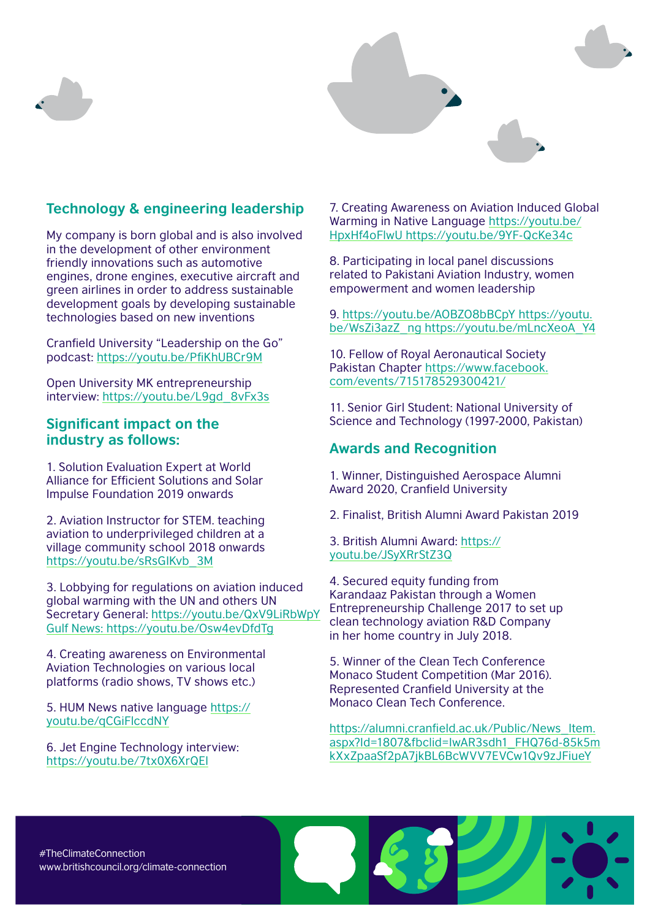## Technology & engineering leadership

My company is born global and is also involved in the development of other environment friendly innovations such as automotive engines, drone engines, executive aircraft and green airlines in order to address sustainable development goals by developing sustainable technologies based on new inventions

Cranfield University "Leadership on the Go" podcast: https://youtu.be/PfiKhUBCr9M

Open University MK entrepreneurship interview: https://youtu.be/L9gd_8vFx3s

## Significant impact on the industry as follows:

1. Solution Evaluation Expert at World Alliance for Efficient Solutions and Solar Impulse Foundation 2019 onwards

2. Aviation Instructor for STEM. teaching aviation to underprivileged children at a village community school 2018 onwards https://youtu.be/sRsGIKvb_3M

3. Lobbying for regulations on aviation induced global warming with the UN and others UN Secretary General: https://youtu.be/QxV9LiRbWpY Gulf News: https://youtu.be/Osw4evDfdTg

4. Creating awareness on Environmental Aviation Technologies on various local platforms (radio shows, TV shows etc.)

5. HUM News native language https://youtu.be/qCGiFIccdNY

6. Jet Engine Technology interview: https://youtu.be/7tx0X6XrQEI

7. Creating Awareness on Aviation Induced Global Warming in Native Language https://youtu.be/HpxHf4oFlwU https://youtu.be/9YF-QcKe34c

8. Participating in local panel discussions related to Pakistani Aviation Industry, women empowerment and women leadership

9. https://youtu.be/AOBZO8bBCpY https://youtu.be/WsZi3azZ_ng https://youtu.be/mLncXeoA_Y4

10. Fellow of Royal Aeronautical Society Pakistan Chapter https://www.facebook.com/events/715178529300421/

11. Senior Girl Student: National University of Science and Technology (1997-2000, Pakistan)

## Awards and Recognition

1. Winner, Distinguished Aerospace Alumni Award 2020, Cranfield University

2. Finalist, British Alumni Award Pakistan 2019

3. British Alumni Award: https://youtu.be/JSyXRrStZ3Q

4. Secured equity funding from Karandaaz Pakistan through a Women Entrepreneurship Challenge 2017 to set up clean technology aviation R&D Company in her home country in July 2018.

5. Winner of the Clean Tech Conference Monaco Student Competition (Mar 2016). Represented Cranfield University at the Monaco Clean Tech Conference.

https://alumni.cranfield.ac.uk/Public/News_Item.aspx?Id=1807&fbclid=IwAR3sdh1_FHQ76d-85k5mkXxZpaaSf2pA7jkBL6BcWVV7EVCw1Qv9zJFiueY

#TheClimateConnection
www.britishcouncil.org/climate-connection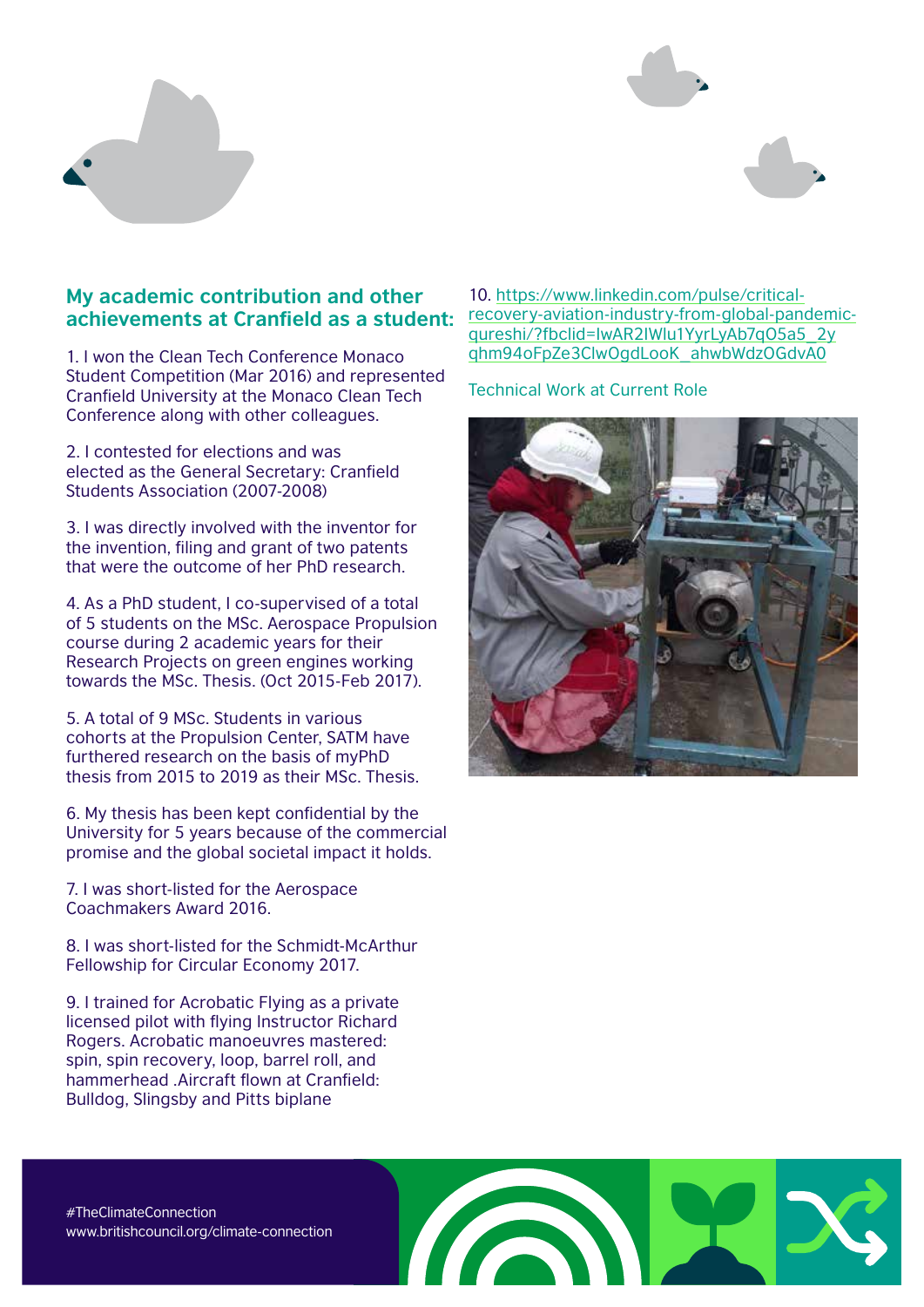## My academic contribution and other achievements at Cranfield as a student:

1. I won the Clean Tech Conference Monaco Student Competition (Mar 2016) and represented Cranfield University at the Monaco Clean Tech Conference along with other colleagues.

2. I contested for elections and was elected as the General Secretary: Cranfield Students Association (2007-2008)

3. I was directly involved with the inventor for the invention, filing and grant of two patents that were the outcome of her PhD research.

4. As a PhD student, I co-supervised of a total of 5 students on the MSc. Aerospace Propulsion course during 2 academic years for their Research Projects on green engines working towards the MSc. Thesis. (Oct 2015-Feb 2017).

5. A total of 9 MSc. Students in various cohorts at the Propulsion Center, SATM have furthered research on the basis of myPhD thesis from 2015 to 2019 as their MSc. Thesis.

6. My thesis has been kept confidential by the University for 5 years because of the commercial promise and the global societal impact it holds.

7. I was short-listed for the Aerospace Coachmakers Award 2016.

8. I was short-listed for the Schmidt-McArthur Fellowship for Circular Economy 2017.

9. I trained for Acrobatic Flying as a private licensed pilot with flying Instructor Richard Rogers. Acrobatic manoeuvres mastered: spin, spin recovery, loop, barrel roll, and hammerhead .Aircraft flown at Cranfield: Bulldog, Slingsby and Pitts biplane

10. https://www.linkedin.com/pulse/critical-recovery-aviation-industry-from-global-pandemic-qureshi/?fbclid=IwAR2IWlu1YyrLyAb7qO5a5_2yqhm94oFpZe3ClwOgdLooK_ahwbWdzOGdvA0

Technical Work at Current Role

#TheClimateConnection
www.britishcouncil.org/climate-connection